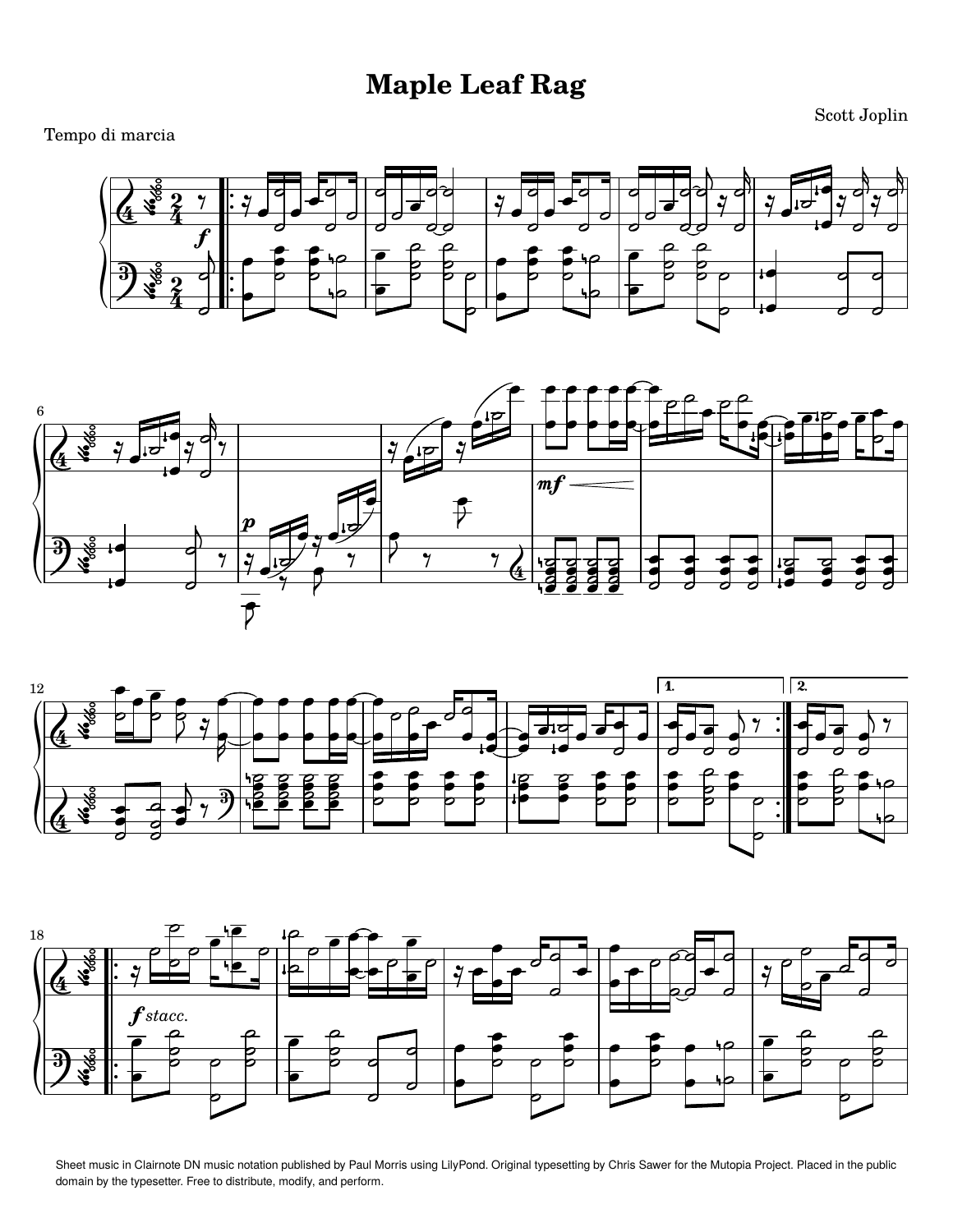# Maple Leaf Rag

Scott Joplin

Tempo di marcia

Sheet music in Clairnote DN music notation published by Paul Morris using LilyPond. Original typesetting by Chris Sawer for the Mutopia Project. Placed in the public domain by the typesetter. Free to distribute, modify, and perform.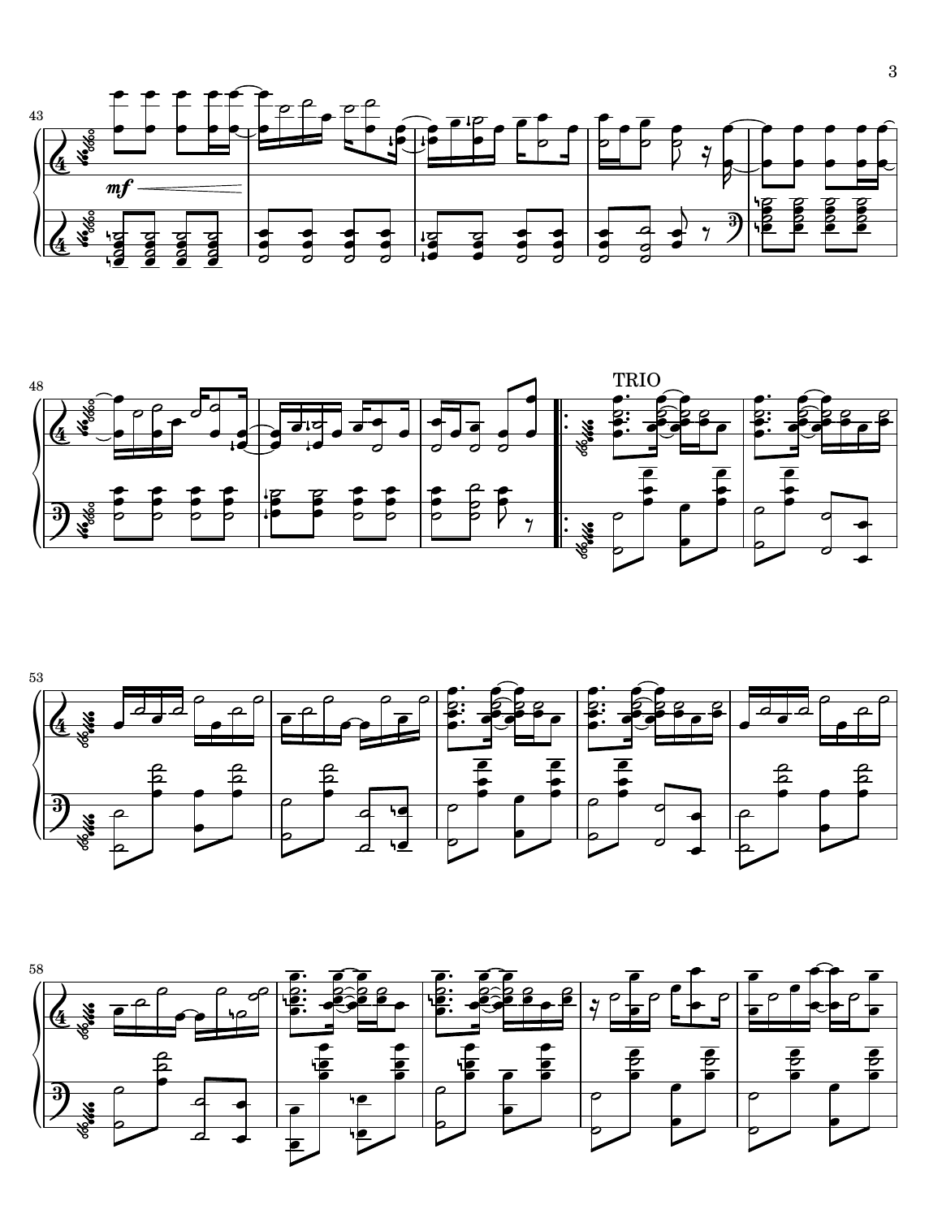TRIO